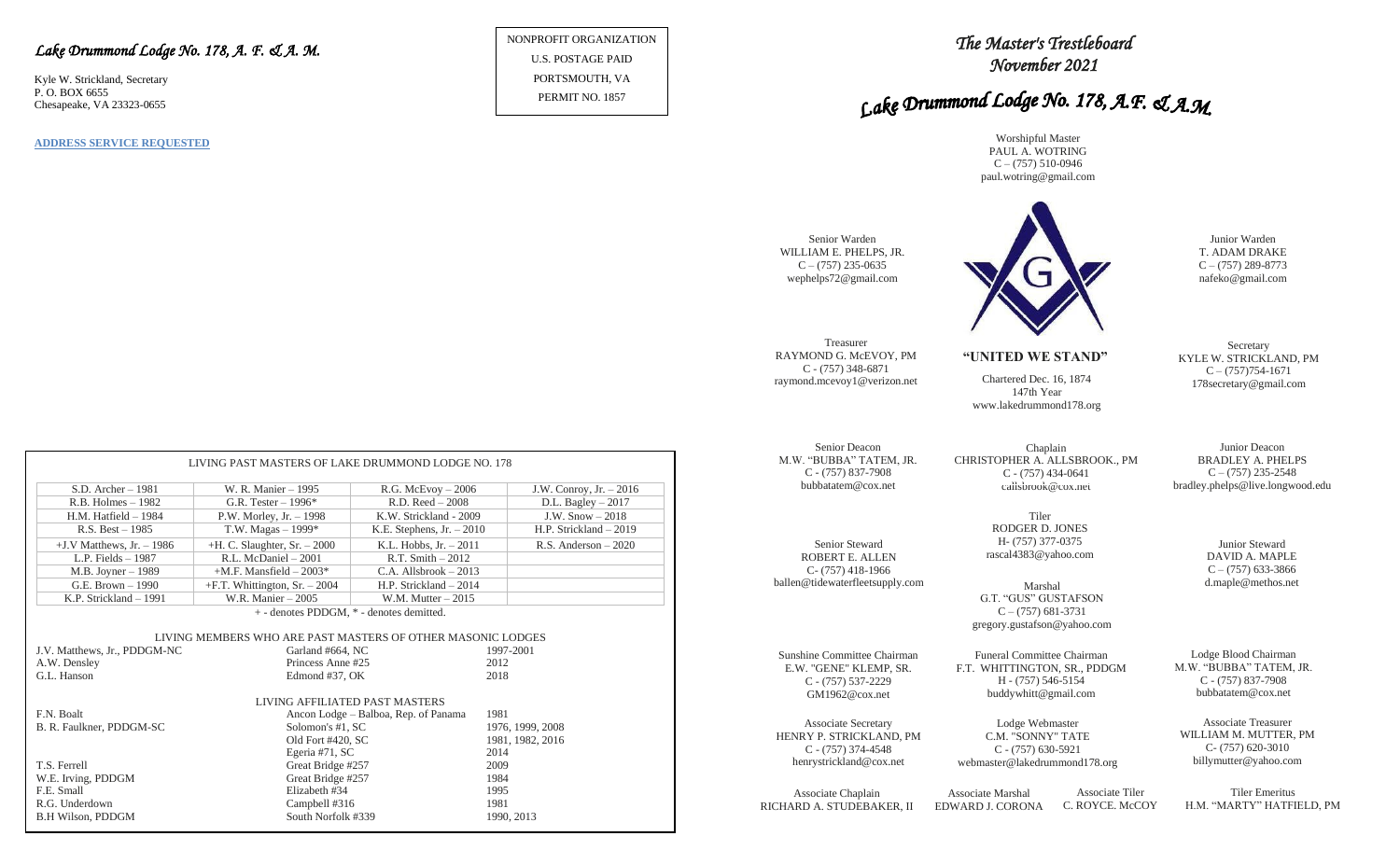*Lake Drummond Lodge No. 178, A. F. & A. M.*

Kyle W. Strickland, Secretary
P. O. BOX 6655
Chesapeake, VA 23323-0655

**ADDRESS SERVICE REQUESTED**

NONPROFIT ORGANIZATION
U.S. POSTAGE PAID
PORTSMOUTH, VA
PERMIT NO. 1857

LIVING PAST MASTERS OF LAKE DRUMMOND LODGE NO. 178

| | | | |
|---|---|---|---|
| S.D. Archer – 1981 | W. R. Manier – 1995 | R.G. McEvoy – 2006 | J.W. Conroy, Jr. – 2016 |
| R.B. Holmes – 1982 | G.R. Tester – 1996* | R.D. Reed – 2008 | D.L. Bagley – 2017 |
| H.M. Hatfield – 1984 | P.W. Morley, Jr. – 1998 | K.W. Strickland - 2009 | J.W. Snow – 2018 |
| R.S. Best – 1985 | T.W. Magas – 1999* | K.E. Stephens, Jr. – 2010 | H.P. Strickland – 2019 |
| +J.V Matthews, Jr. – 1986 | +H. C. Slaughter, Sr. – 2000 | K.L. Hobbs, Jr. – 2011 | R.S. Anderson – 2020 |
| L.P. Fields – 1987 | R.L. McDaniel – 2001 | R.T. Smith – 2012 | |
| M.B. Joyner – 1989 | +M.F. Mansfield – 2003* | C.A. Allsbrook – 2013 | |
| G.E. Brown – 1990 | +F.T. Whittington, Sr. – 2004 | H.P. Strickland – 2014 | |
| K.P. Strickland – 1991 | W.R. Manier – 2005 | W.M. Mutter – 2015 | |

+ - denotes PDDGM, * - denotes demitted.

LIVING MEMBERS WHO ARE PAST MASTERS OF OTHER MASONIC LODGES

| | | |
|---|---|---|
| J.V. Matthews, Jr., PDDGM-NC | Garland #664, NC | 1997-2001 |
| A.W. Densley | Princess Anne #25 | 2012 |
| G.L. Hanson | Edmond #37, OK | 2018 |

LIVING AFFILIATED PAST MASTERS

| | | |
|---|---|---|
| F.N. Boalt | Ancon Lodge – Balboa, Rep. of Panama | 1981 |
| B. R. Faulkner, PDDGM-SC | Solomon's #1, SC | 1976, 1999, 2008 |
| | Old Fort #420, SC | 1981, 1982, 2016 |
| | Egeria #71, SC | 2014 |
| T.S. Ferrell | Great Bridge #257 | 2009 |
| W.E. Irving, PDDGM | Great Bridge #257 | 1984 |
| F.E. Small | Elizabeth #34 | 1995 |
| R.G. Underdown | Campbell #316 | 1981 |
| B.H Wilson, PDDGM | South Norfolk #339 | 1990, 2013 |

# *The Master's Trestleboard*
## *November 2021*

# *Lake Drummond Lodge No. 178, A.F. & A.M.*

Worshipful Master
PAUL A. WOTRING
C – (757) 510-0946
paul.wotring@gmail.com

Senior Warden
WILLIAM E. PHELPS, JR.
C – (757) 235-0635
wephelps72@gmail.com

Junior Warden
T. ADAM DRAKE
C – (757) 289-8773
nafeko@gmail.com

Treasurer
RAYMOND G. McEVOY, PM
C - (757) 348-6871
raymond.mcevoy1@verizon.net

**"UNITED WE STAND"**

Chartered Dec. 16, 1874
147th Year
www.lakedrummond178.org

Secretary
KYLE W. STRICKLAND, PM
C – (757)754-1671
178secretary@gmail.com

Senior Deacon
M.W. "BUBBA" TATEM, JR.
C - (757) 837-7908
bubbatatem@cox.net

Chaplain
CHRISTOPHER A. ALLSBROOK., PM
C - (757) 434-0641
callsbrook@cox.net

Junior Deacon
BRADLEY A. PHELPS
C – (757) 235-2548
bradley.phelps@live.longwood.edu

Senior Steward
ROBERT E. ALLEN
C- (757) 418-1966
ballen@tidewaterfleetsupply.com

Tiler
RODGER D. JONES
H- (757) 377-0375
rascal4383@yahoo.com

Junior Steward
DAVID A. MAPLE
C – (757) 633-3866
d.maple@methos.net

Marshal
G.T. "GUS" GUSTAFSON
C – (757) 681-3731
gregory.gustafson@yahoo.com

Sunshine Committee Chairman
E.W. "GENE" KLEMP, SR.
C - (757) 537-2229
GM1962@cox.net

Funeral Committee Chairman
F.T. WHITTINGTON, SR., PDDGM
H - (757) 546-5154
buddywhitt@gmail.com

Lodge Blood Chairman
M.W. "BUBBA" TATEM, JR.
C - (757) 837-7908
bubbatatem@cox.net

Associate Secretary
HENRY P. STRICKLAND, PM
C - (757) 374-4548
henrystrickland@cox.net

Lodge Webmaster
C.M. "SONNY" TATE
C - (757) 630-5921
webmaster@lakedrummond178.org

Associate Treasurer
WILLIAM M. MUTTER, PM
C- (757) 620-3010
billymutter@yahoo.com

Associate Chaplain
RICHARD A. STUDEBAKER, II

Associate Marshal
EDWARD J. CORONA

Associate Tiler
C. ROYCE. McCOY

Tiler Emeritus
H.M. "MARTY" HATFIELD, PM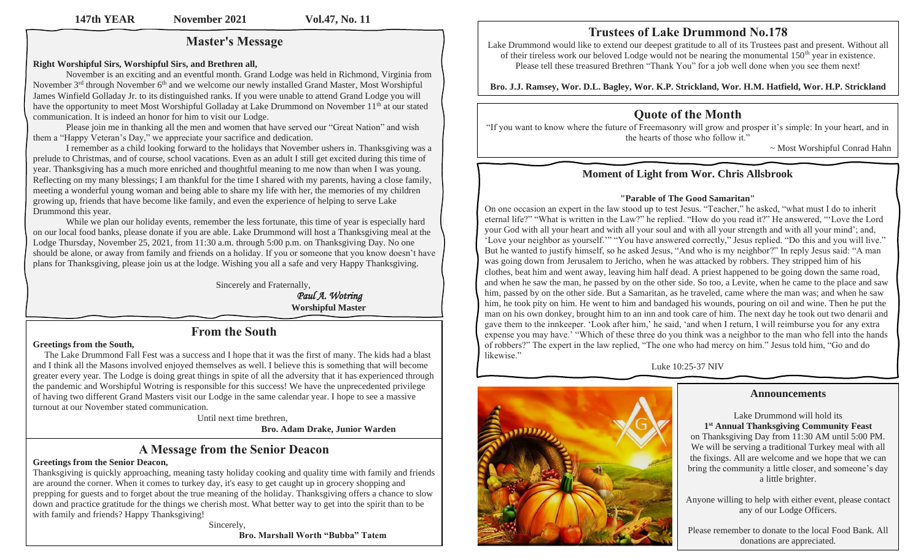**147th YEAR** **November 2021** **Vol.47, No. 11**

## Master's Message

**Right Worshipful Sirs, Worshipful Sirs, and Brethren all,**

November is an exciting and an eventful month. Grand Lodge was held in Richmond, Virginia from November 3rd through November 6th and we welcome our newly installed Grand Master, Most Worshipful James Winfield Golladay Jr. to its distinguished ranks. If you were unable to attend Grand Lodge you will have the opportunity to meet Most Worshipful Golladay at Lake Drummond on November 11th at our stated communication. It is indeed an honor for him to visit our Lodge.

Please join me in thanking all the men and women that have served our "Great Nation" and wish them a "Happy Veteran's Day," we appreciate your sacrifice and dedication.

I remember as a child looking forward to the holidays that November ushers in. Thanksgiving was a prelude to Christmas, and of course, school vacations. Even as an adult I still get excited during this time of year. Thanksgiving has a much more enriched and thoughtful meaning to me now than when I was young. Reflecting on my many blessings; I am thankful for the time I shared with my parents, having a close family, meeting a wonderful young woman and being able to share my life with her, the memories of my children growing up, friends that have become like family, and even the experience of helping to serve Lake Drummond this year.

While we plan our holiday events, remember the less fortunate, this time of year is especially hard on our local food banks, please donate if you are able. Lake Drummond will host a Thanksgiving meal at the Lodge Thursday, November 25, 2021, from 11:30 a.m. through 5:00 p.m. on Thanksgiving Day. No one should be alone, or away from family and friends on a holiday. If you or someone that you know doesn't have plans for Thanksgiving, please join us at the lodge. Wishing you all a safe and very Happy Thanksgiving.

Sincerely and Fraternally,

*Paul A. Wotring*

**Worshipful Master**

## From the South

**Greetings from the South,**

The Lake Drummond Fall Fest was a success and I hope that it was the first of many. The kids had a blast and I think all the Masons involved enjoyed themselves as well. I believe this is something that will become greater every year. The Lodge is doing great things in spite of all the adversity that it has experienced through the pandemic and Worshipful Wotring is responsible for this success! We have the unprecedented privilege of having two different Grand Masters visit our Lodge in the same calendar year. I hope to see a massive turnout at our November stated communication.

Until next time brethren,

**Bro. Adam Drake, Junior Warden**

## A Message from the Senior Deacon

**Greetings from the Senior Deacon,**

Thanksgiving is quickly approaching, meaning tasty holiday cooking and quality time with family and friends are around the corner. When it comes to turkey day, it's easy to get caught up in grocery shopping and prepping for guests and to forget about the true meaning of the holiday. Thanksgiving offers a chance to slow down and practice gratitude for the things we cherish most. What better way to get into the spirit than to be with family and friends? Happy Thanksgiving!

Sincerely,

**Bro. Marshall Worth "Bubba" Tatem**

## Trustees of Lake Drummond No.178

Lake Drummond would like to extend our deepest gratitude to all of its Trustees past and present. Without all of their tireless work our beloved Lodge would not be nearing the monumental 150th year in existence. Please tell these treasured Brethren "Thank You" for a job well done when you see them next!

**Bro. J.J. Ramsey, Wor. D.L. Bagley, Wor. K.P. Strickland, Wor. H.M. Hatfield, Wor. H.P. Strickland**

## Quote of the Month

"If you want to know where the future of Freemasonry will grow and prosper it's simple: In your heart, and in the hearts of those who follow it."

~ Most Worshipful Conrad Hahn

## Moment of Light from Wor. Chris Allsbrook

**"Parable of The Good Samaritan"**

On one occasion an expert in the law stood up to test Jesus. "Teacher," he asked, "what must I do to inherit eternal life?" "What is written in the Law?" he replied. "How do you read it?" He answered, "'Love the Lord your God with all your heart and with all your soul and with all your strength and with all your mind'; and, 'Love your neighbor as yourself.'" "You have answered correctly," Jesus replied. "Do this and you will live." But he wanted to justify himself, so he asked Jesus, "And who is my neighbor?" In reply Jesus said: "A man was going down from Jerusalem to Jericho, when he was attacked by robbers. They stripped him of his clothes, beat him and went away, leaving him half dead. A priest happened to be going down the same road, and when he saw the man, he passed by on the other side. So too, a Levite, when he came to the place and saw him, passed by on the other side. But a Samaritan, as he traveled, came where the man was; and when he saw him, he took pity on him. He went to him and bandaged his wounds, pouring on oil and wine. Then he put the man on his own donkey, brought him to an inn and took care of him. The next day he took out two denarii and gave them to the innkeeper. 'Look after him,' he said, 'and when I return, I will reimburse you for any extra expense you may have.' "Which of these three do you think was a neighbor to the man who fell into the hands of robbers?" The expert in the law replied, "The one who had mercy on him." Jesus told him, "Go and do likewise."

Luke 10:25-37 NIV

## Announcements

Lake Drummond will hold its
**1st Annual Thanksgiving Community Feast**
on Thanksgiving Day from 11:30 AM until 5:00 PM. We will be serving a traditional Turkey meal with all the fixings. All are welcome and we hope that we can bring the community a little closer, and someone's day a little brighter.

Anyone willing to help with either event, please contact any of our Lodge Officers.

Please remember to donate to the local Food Bank. All donations are appreciated.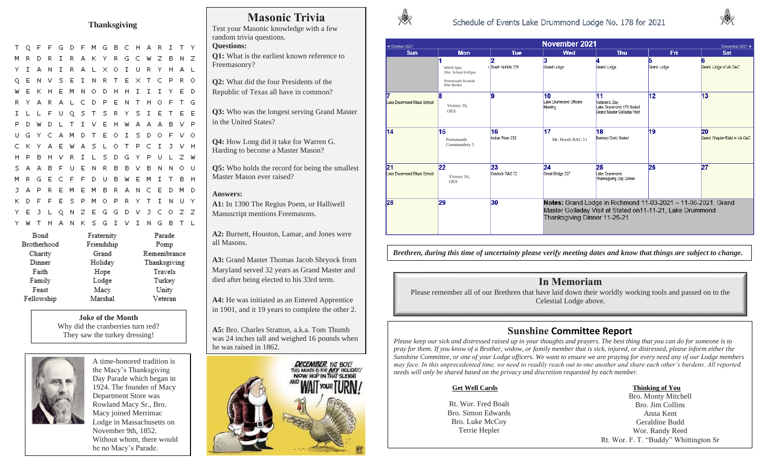## Thanksgiving

```
T Q F F G D F M G B C H A R I T Y
M R D R I R A K Y R G C W Z B N Z
Y I A N I R A L X O I U R Y H A L
Q E N V S E I N R T E X T C P R O
W E K H E M N O D H H I I I Y E D
R Y A R A L C D P E N T H O F T G
I L L F U Q S T S R Y S I E T E E
P D W D L T I V E H W A A A B V P
U G Y C A M D T E O I S D O F V O
C K Y A E W A S L O T P C I J V H
H P B H V R I L S D G Y P U L Z W
S A A B F U E N R B B V B N N O U
M R G E C F F D U B W E M I T B H
J A P R E M E M B R A N C E D M D
K D F F E S P M O P R Y T I N U Y
Y E J L Q N Z E G G D V J C O Z Z
Y W T H A N K S G I V I N G B T L
```

| | | |
|---|---|---|
| Bond | Fraternity | Parade |
| Brotherhood | Friendship | Pomp |
| Charity | Grand | Remembrance |
| Dinner | Holiday | Thanksgiving |
| Faith | Hope | Travels |
| Family | Lodge | Turkey |
| Feast | Macy | Unity |
| Fellowship | Marshal | Veteran |

**Joke of the Month**
Why did the cranberries turn red?
They saw the turkey dressing!

A time-honored tradition is the Macy's Thanksgiving Day Parade which began in 1924. The founder of Macy Department Store was Rowland Macy Sr., Bro. Macy joined Merrimac Lodge in Massachusetts on November 9th, 1852. Without whom, there would be no Macy's Parade.

## Masonic Trivia

Test your Masonic knowledge with a few random trivia questions.

**Questions:**

**Q1:** What is the earliest known reference to Freemasonry?

**Q2:** What did the four Presidents of the Republic of Texas all have in common?

**Q3:** Who was the longest serving Grand Master in the United States?

**Q4:** How Long did it take for Warren G. Harding to become a Master Mason?

**Q5:** Who holds the record for being the smallest Master Mason ever raised?

**Answers:**

**A1:** In 1390 The Regius Poem, or Halliwell Manuscript mentions Freemasons.

**A2:** Burnett, Houston, Lamar, and Jones were all Masons.

**A3:** Grand Master Thomas Jacob Shryock from Maryland served 32 years as Grand Master and died after being elected to his 33rd term.

**A4:** He was initiated as an Entered Apprentice in 1901, and it 19 years to complete the other 2.

**A5:** Bro. Charles Stratton, a.k.a. Tom Thumb was 24 inches tall and weighed 16 pounds when he was raised in 1862.

DECEMBER. FAT BOY! THIS MONTH IS FOR MY HOLIDAY! NOW HOP IN THAT SLEIGH AND WAIT YOUR TURN!

## Schedule of Events Lake Drummond Lodge No. 178 for 2021

**November 2021**

| Sun | Mon | Tue | Wed | Thu | Fri | Sat |
|---|---|---|---|---|---|---|
| | 1 MWD 6pm Dist. School 6:45pm Portsmouth Scottish Rite Bodies | 2 South Norfolk 339 | 3 Grand Lodge | 4 Grand Lodge | 5 Grand Lodge | 6 Grand Lodge of VA GAC |
| 7 Lake Drummond Ritual School | 8 Victory 16, OES | 9 | 10 Lake Drummond Officers Meeting | 11 Veteran's Day Lake Drummond 178 Stated Grand Master Golladay Visit | 12 | 13 |
| 14 | 15 Portsmouth Commandery 5 | 16 Indian River 232 | 17 Mt. Horeb RAC 11 | 18 Berkley/ Doric Stated | 19 | 20 Grand Chapter RAM in VA GAC |
| 21 Lake Drummond Ritual School | 22 Victory 16, OES | 23 Oredock RAC 72 | 24 Great Bridge 257 | 25 Lake Drummond Thanksgiving Day Dinner | 26 | 27 |
| 28 | 29 | 30 | Notes: Grand Lodge in Richmond 11-03-2021 – 11-06-2021, Grand Master Golladay Visit at Stated on11-11-21, Lake Drummond Thanksgiving Dinner 11-25-21 | | | |

*Brethren, during this time of uncertainty please verify meeting dates and know that things are subject to change.*

## In Memoriam

Please remember all of our Brethren that have laid down their worldly working tools and passed on to the Celestial Lodge above.

## Sunshine Committee Report

*Please keep our sick and distressed raised up in your thoughts and prayers. The best thing that you can do for someone is to pray for them. If you know of a Brother, widow, or family member that is sick, injured, or distressed, please inform either the Sunshine Committee, or one of your Lodge officers. We want to ensure we are praying for every need any of our Lodge members may face. In this unprecedented time, we need to readily reach out to one another and share each other's burdens. All reported needs will only be shared based on the privacy and discretion requested by each member.*

**Get Well Cards**

Rt. Wor. Fred Boalt
Bro. Simon Edwards
Bro. Luke McCoy
Terrie Hepler

**Thinking of You**

Bro. Monty Mitchell
Bro. Jim Collins
Anna Kent
Geraldine Budd
Wor. Randy Reed
Rt. Wor. F. T. "Buddy" Whittington Sr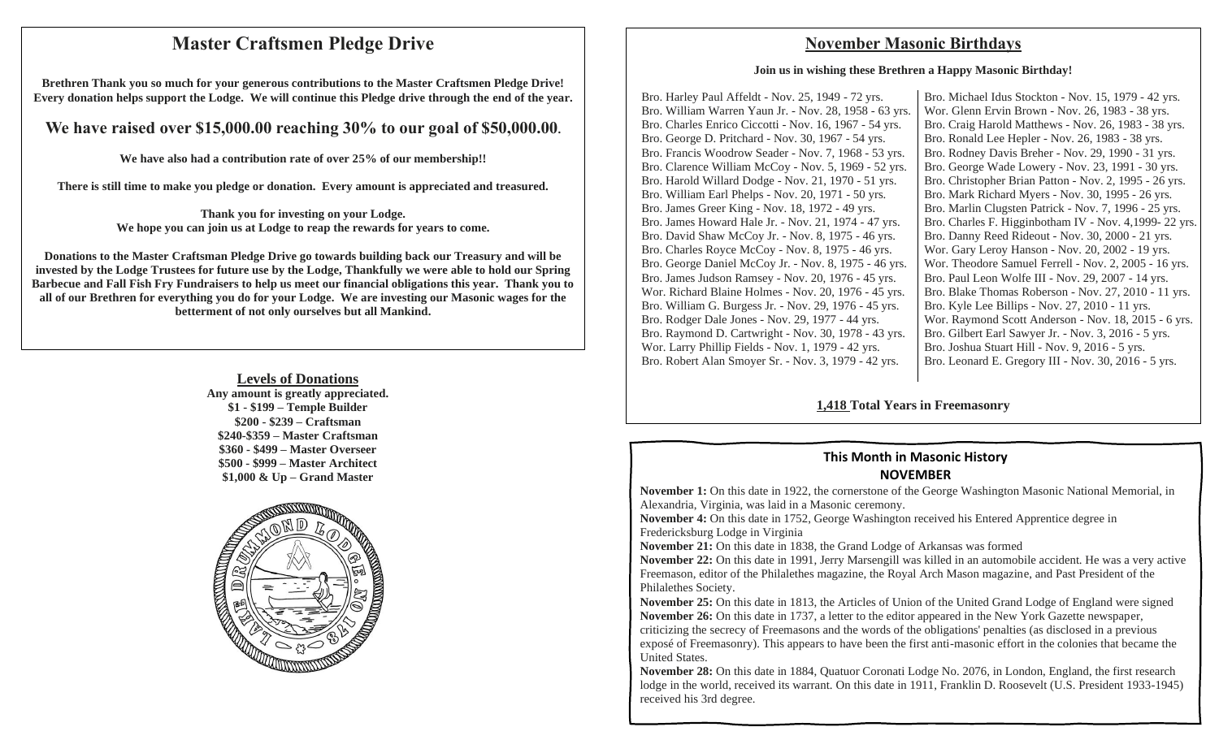## Master Craftsmen Pledge Drive

**Brethren Thank you so much for your generous contributions to the Master Craftsmen Pledge Drive! Every donation helps support the Lodge. We will continue this Pledge drive through the end of the year.**

### We have raised over $15,000.00 reaching 30% to our goal of $50,000.00.

**We have also had a contribution rate of over 25% of our membership!!**

**There is still time to make you pledge or donation. Every amount is appreciated and treasured.**

**Thank you for investing on your Lodge.**
**We hope you can join us at Lodge to reap the rewards for years to come.**

**Donations to the Master Craftsman Pledge Drive go towards building back our Treasury and will be invested by the Lodge Trustees for future use by the Lodge, Thankfully we were able to hold our Spring Barbecue and Fall Fish Fry Fundraisers to help us meet our financial obligations this year. Thank you to all of our Brethren for everything you do for your Lodge. We are investing our Masonic wages for the betterment of not only ourselves but all Mankind.**

**Levels of Donations**

**Any amount is greatly appreciated.**
**$1 - $199 – Temple Builder**
**$200 - $239 – Craftsman**
**$240-$359 – Master Craftsman**
**$360 - $499 – Master Overseer**
**$500 - $999 – Master Architect**
**$1,000 & Up – Grand Master**

## November Masonic Birthdays

**Join us in wishing these Brethren a Happy Masonic Birthday!**

Bro. Harley Paul Affeldt - Nov. 25, 1949 - 72 yrs.
Bro. William Warren Yaun Jr. - Nov. 28, 1958 - 63 yrs.
Bro. Charles Enrico Ciccotti - Nov. 16, 1967 - 54 yrs.
Bro. George D. Pritchard - Nov. 30, 1967 - 54 yrs.
Bro. Francis Woodrow Seader - Nov. 7, 1968 - 53 yrs.
Bro. Clarence William McCoy - Nov. 5, 1969 - 52 yrs.
Bro. Harold Willard Dodge - Nov. 21, 1970 - 51 yrs.
Bro. William Earl Phelps - Nov. 20, 1971 - 50 yrs.
Bro. James Greer King - Nov. 18, 1972 - 49 yrs.
Bro. James Howard Hale Jr. - Nov. 21, 1974 - 47 yrs.
Bro. David Shaw McCoy Jr. - Nov. 8, 1975 - 46 yrs.
Bro. Charles Royce McCoy - Nov. 8, 1975 - 46 yrs.
Bro. George Daniel McCoy Jr. - Nov. 8, 1975 - 46 yrs.
Bro. James Judson Ramsey - Nov. 20, 1976 - 45 yrs.
Wor. Richard Blaine Holmes - Nov. 20, 1976 - 45 yrs.
Bro. William G. Burgess Jr. - Nov. 29, 1976 - 45 yrs.
Bro. Rodger Dale Jones - Nov. 29, 1977 - 44 yrs.
Bro. Raymond D. Cartwright - Nov. 30, 1978 - 43 yrs.
Wor. Larry Phillip Fields - Nov. 1, 1979 - 42 yrs.
Bro. Robert Alan Smoyer Sr. - Nov. 3, 1979 - 42 yrs.
Bro. Michael Idus Stockton - Nov. 15, 1979 - 42 yrs.
Wor. Glenn Ervin Brown - Nov. 26, 1983 - 38 yrs.
Bro. Craig Harold Matthews - Nov. 26, 1983 - 38 yrs.
Bro. Ronald Lee Hepler - Nov. 26, 1983 - 38 yrs.
Bro. Rodney Davis Breher - Nov. 29, 1990 - 31 yrs.
Bro. George Wade Lowery - Nov. 23, 1991 - 30 yrs.
Bro. Christopher Brian Patton - Nov. 2, 1995 - 26 yrs.
Bro. Mark Richard Myers - Nov. 30, 1995 - 26 yrs.
Bro. Marlin Clugsten Patrick - Nov. 7, 1996 - 25 yrs.
Bro. Charles F. Higginbotham IV - Nov. 4,1999- 22 yrs.
Bro. Danny Reed Rideout - Nov. 30, 2000 - 21 yrs.
Wor. Gary Leroy Hanson - Nov. 20, 2002 - 19 yrs.
Wor. Theodore Samuel Ferrell - Nov. 2, 2005 - 16 yrs.
Bro. Paul Leon Wolfe III - Nov. 29, 2007 - 14 yrs.
Bro. Blake Thomas Roberson - Nov. 27, 2010 - 11 yrs.
Bro. Kyle Lee Billips - Nov. 27, 2010 - 11 yrs.
Wor. Raymond Scott Anderson - Nov. 18, 2015 - 6 yrs.
Bro. Gilbert Earl Sawyer Jr. - Nov. 3, 2016 - 5 yrs.
Bro. Joshua Stuart Hill - Nov. 9, 2016 - 5 yrs.
Bro. Leonard E. Gregory III - Nov. 30, 2016 - 5 yrs.

**1,418 Total Years in Freemasonry**

## This Month in Masonic History
### NOVEMBER

**November 1:** On this date in 1922, the cornerstone of the George Washington Masonic National Memorial, in Alexandria, Virginia, was laid in a Masonic ceremony.

**November 4:** On this date in 1752, George Washington received his Entered Apprentice degree in Fredericksburg Lodge in Virginia

**November 21:** On this date in 1838, the Grand Lodge of Arkansas was formed

**November 22:** On this date in 1991, Jerry Marsengill was killed in an automobile accident. He was a very active Freemason, editor of the Philalethes magazine, the Royal Arch Mason magazine, and Past President of the Philalethes Society.

**November 25:** On this date in 1813, the Articles of Union of the United Grand Lodge of England were signed

**November 26:** On this date in 1737, a letter to the editor appeared in the New York Gazette newspaper, criticizing the secrecy of Freemasons and the words of the obligations' penalties (as disclosed in a previous exposé of Freemasonry). This appears to have been the first anti-masonic effort in the colonies that became the United States.

**November 28:** On this date in 1884, Quatuor Coronati Lodge No. 2076, in London, England, the first research lodge in the world, received its warrant. On this date in 1911, Franklin D. Roosevelt (U.S. President 1933-1945) received his 3rd degree.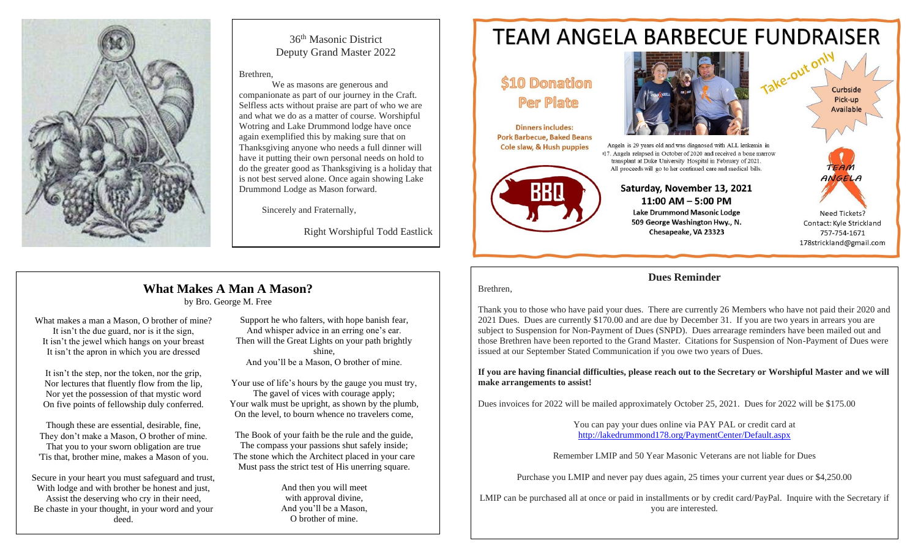36th Masonic District
Deputy Grand Master 2022

Brethren,

We as masons are generous and companionate as part of our journey in the Craft. Selfless acts without praise are part of who we are and what we do as a matter of course. Worshipful Wotring and Lake Drummond lodge have once again exemplified this by making sure that on Thanksgiving anyone who needs a full dinner will have it putting their own personal needs on hold to do the greater good as Thanksgiving is a holiday that is not best served alone. Once again showing Lake Drummond Lodge as Mason forward.

Sincerely and Fraternally,

Right Worshipful Todd Eastlick

# TEAM ANGELA BARBECUE FUNDRAISER

**$10 Donation Per Plate**

Take-out only

Curbside Pick-up Available

**Dinners includes:** Pork Barbecue, Baked Beans Cole slaw, & Hush puppies

BBQ

Angela is 29 years old and was diagnosed with ALL leukemia in '17. Angela relapsed in October of 2020 and received a bone marrow transplant at Duke University Hospital in February of 2021. All proceeds will go to her continued care and medical bills.

**Saturday, November 13, 2021**
**11:00 AM – 5:00 PM**
**Lake Drummond Masonic Lodge**
**509 George Washington Hwy., N.**
**Chesapeake, VA 23323**

TEAM ANGELA

Need Tickets?
Contact: Kyle Strickland
757-754-1671
178strickland@gmail.com

## What Makes A Man A Mason?

by Bro. George M. Free

What makes a man a Mason, O brother of mine?
It isn't the due guard, nor is it the sign,
It isn't the jewel which hangs on your breast
It isn't the apron in which you are dressed

It isn't the step, nor the token, nor the grip,
Nor lectures that fluently flow from the lip,
Nor yet the possession of that mystic word
On five points of fellowship duly conferred.

Though these are essential, desirable, fine,
They don't make a Mason, O brother of mine.
That you to your sworn obligation are true
'Tis that, brother mine, makes a Mason of you.

Secure in your heart you must safeguard and trust,
With lodge and with brother be honest and just,
Assist the deserving who cry in their need,
Be chaste in your thought, in your word and your deed.

Support he who falters, with hope banish fear,
And whisper advice in an erring one's ear.
Then will the Great Lights on your path brightly shine,
And you'll be a Mason, O brother of mine.

Your use of life's hours by the gauge you must try,
The gavel of vices with courage apply;
Your walk must be upright, as shown by the plumb,
On the level, to bourn whence no travelers come,

The Book of your faith be the rule and the guide,
The compass your passions shut safely inside;
The stone which the Architect placed in your care
Must pass the strict test of His unerring square.

And then you will meet
with approval divine,
And you'll be a Mason,
O brother of mine.

## Dues Reminder

Brethren,

Thank you to those who have paid your dues. There are currently 26 Members who have not paid their 2020 and 2021 Dues. Dues are currently $170.00 and are due by December 31. If you are two years in arrears you are subject to Suspension for Non-Payment of Dues (SNPD). Dues arrearage reminders have been mailed out and those Brethren have been reported to the Grand Master. Citations for Suspension of Non-Payment of Dues were issued at our September Stated Communication if you owe two years of Dues.

**If you are having financial difficulties, please reach out to the Secretary or Worshipful Master and we will make arrangements to assist!**

Dues invoices for 2022 will be mailed approximately October 25, 2021. Dues for 2022 will be $175.00

You can pay your dues online via PAY PAL or credit card at
http://lakedrummond178.org/PaymentCenter/Default.aspx

Remember LMIP and 50 Year Masonic Veterans are not liable for Dues

Purchase you LMIP and never pay dues again, 25 times your current year dues or $4,250.00

LMIP can be purchased all at once or paid in installments or by credit card/PayPal. Inquire with the Secretary if you are interested.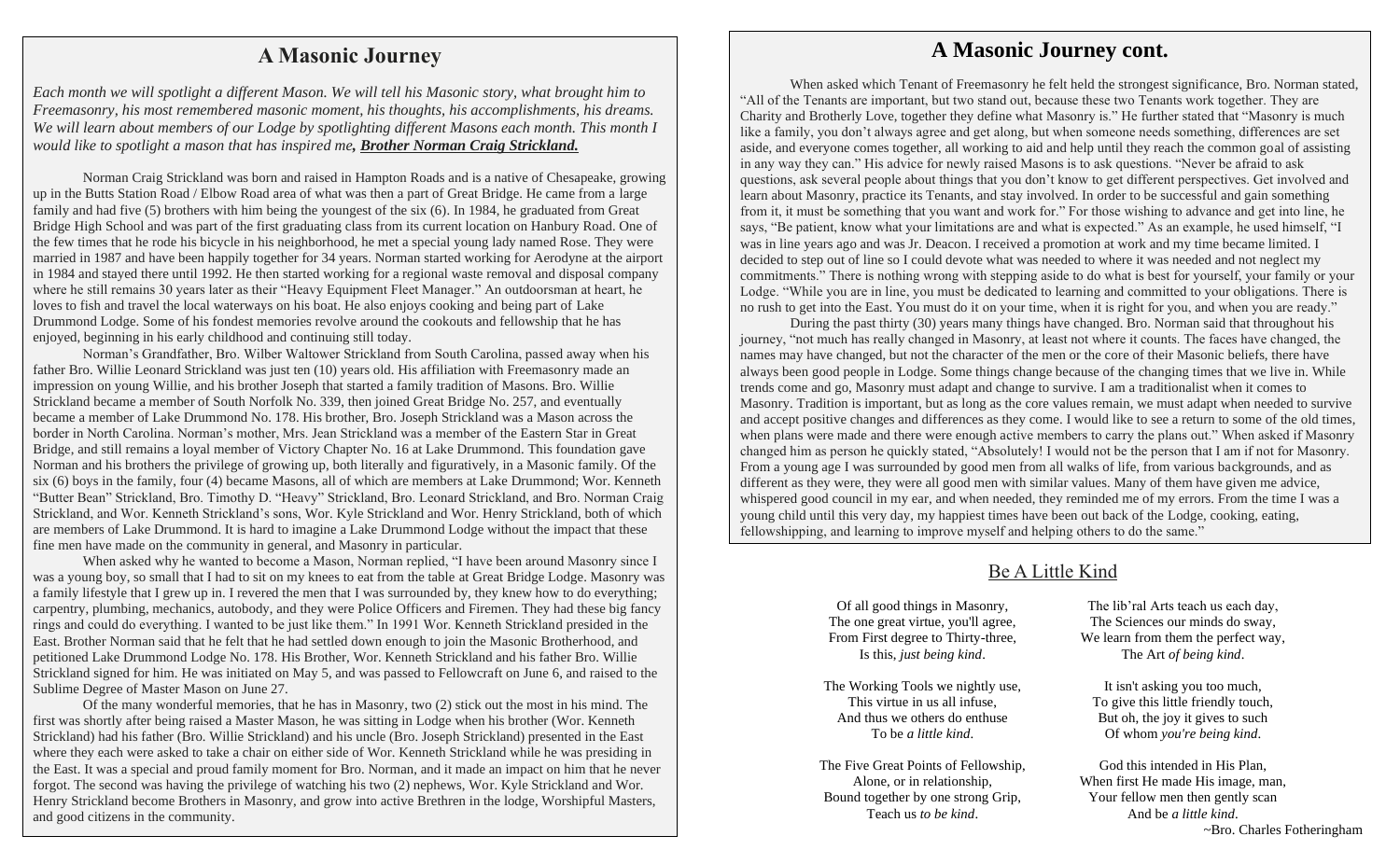## A Masonic Journey

*Each month we will spotlight a different Mason. We will tell his Masonic story, what brought him to Freemasonry, his most remembered masonic moment, his thoughts, his accomplishments, his dreams. We will learn about members of our Lodge by spotlighting different Masons each month. This month I would like to spotlight a mason that has inspired me, **Brother Norman Craig Strickland.***

Norman Craig Strickland was born and raised in Hampton Roads and is a native of Chesapeake, growing up in the Butts Station Road / Elbow Road area of what was then a part of Great Bridge. He came from a large family and had five (5) brothers with him being the youngest of the six (6). In 1984, he graduated from Great Bridge High School and was part of the first graduating class from its current location on Hanbury Road. One of the few times that he rode his bicycle in his neighborhood, he met a special young lady named Rose. They were married in 1987 and have been happily together for 34 years. Norman started working for Aerodyne at the airport in 1984 and stayed there until 1992. He then started working for a regional waste removal and disposal company where he still remains 30 years later as their "Heavy Equipment Fleet Manager." An outdoorsman at heart, he loves to fish and travel the local waterways on his boat. He also enjoys cooking and being part of Lake Drummond Lodge. Some of his fondest memories revolve around the cookouts and fellowship that he has enjoyed, beginning in his early childhood and continuing still today.

Norman's Grandfather, Bro. Wilber Waltower Strickland from South Carolina, passed away when his father Bro. Willie Leonard Strickland was just ten (10) years old. His affiliation with Freemasonry made an impression on young Willie, and his brother Joseph that started a family tradition of Masons. Bro. Willie Strickland became a member of South Norfolk No. 339, then joined Great Bridge No. 257, and eventually became a member of Lake Drummond No. 178. His brother, Bro. Joseph Strickland was a Mason across the border in North Carolina. Norman's mother, Mrs. Jean Strickland was a member of the Eastern Star in Great Bridge, and still remains a loyal member of Victory Chapter No. 16 at Lake Drummond. This foundation gave Norman and his brothers the privilege of growing up, both literally and figuratively, in a Masonic family. Of the six (6) boys in the family, four (4) became Masons, all of which are members at Lake Drummond; Wor. Kenneth "Butter Bean" Strickland, Bro. Timothy D. "Heavy" Strickland, Bro. Leonard Strickland, and Bro. Norman Craig Strickland, and Wor. Kenneth Strickland's sons, Wor. Kyle Strickland and Wor. Henry Strickland, both of which are members of Lake Drummond. It is hard to imagine a Lake Drummond Lodge without the impact that these fine men have made on the community in general, and Masonry in particular.

When asked why he wanted to become a Mason, Norman replied, "I have been around Masonry since I was a young boy, so small that I had to sit on my knees to eat from the table at Great Bridge Lodge. Masonry was a family lifestyle that I grew up in. I revered the men that I was surrounded by, they knew how to do everything; carpentry, plumbing, mechanics, autobody, and they were Police Officers and Firemen. They had these big fancy rings and could do everything. I wanted to be just like them." In 1991 Wor. Kenneth Strickland presided in the East. Brother Norman said that he felt that he had settled down enough to join the Masonic Brotherhood, and petitioned Lake Drummond Lodge No. 178. His Brother, Wor. Kenneth Strickland and his father Bro. Willie Strickland signed for him. He was initiated on May 5, and was passed to Fellowcraft on June 6, and raised to the Sublime Degree of Master Mason on June 27.

Of the many wonderful memories, that he has in Masonry, two (2) stick out the most in his mind. The first was shortly after being raised a Master Mason, he was sitting in Lodge when his brother (Wor. Kenneth Strickland) had his father (Bro. Willie Strickland) and his uncle (Bro. Joseph Strickland) presented in the East where they each were asked to take a chair on either side of Wor. Kenneth Strickland while he was presiding in the East. It was a special and proud family moment for Bro. Norman, and it made an impact on him that he never forgot. The second was having the privilege of watching his two (2) nephews, Wor. Kyle Strickland and Wor. Henry Strickland become Brothers in Masonry, and grow into active Brethren in the lodge, Worshipful Masters, and good citizens in the community.

## A Masonic Journey cont.

When asked which Tenant of Freemasonry he felt held the strongest significance, Bro. Norman stated, "All of the Tenants are important, but two stand out, because these two Tenants work together. They are Charity and Brotherly Love, together they define what Masonry is." He further stated that "Masonry is much like a family, you don't always agree and get along, but when someone needs something, differences are set aside, and everyone comes together, all working to aid and help until they reach the common goal of assisting in any way they can." His advice for newly raised Masons is to ask questions. "Never be afraid to ask questions, ask several people about things that you don't know to get different perspectives. Get involved and learn about Masonry, practice its Tenants, and stay involved. In order to be successful and gain something from it, it must be something that you want and work for." For those wishing to advance and get into line, he says, "Be patient, know what your limitations are and what is expected." As an example, he used himself, "I was in line years ago and was Jr. Deacon. I received a promotion at work and my time became limited. I decided to step out of line so I could devote what was needed to where it was needed and not neglect my commitments." There is nothing wrong with stepping aside to do what is best for yourself, your family or your Lodge. "While you are in line, you must be dedicated to learning and committed to your obligations. There is no rush to get into the East. You must do it on your time, when it is right for you, and when you are ready."

During the past thirty (30) years many things have changed. Bro. Norman said that throughout his journey, "not much has really changed in Masonry, at least not where it counts. The faces have changed, the names may have changed, but not the character of the men or the core of their Masonic beliefs, there have always been good people in Lodge. Some things change because of the changing times that we live in. While trends come and go, Masonry must adapt and change to survive. I am a traditionalist when it comes to Masonry. Tradition is important, but as long as the core values remain, we must adapt when needed to survive and accept positive changes and differences as they come. I would like to see a return to some of the old times, when plans were made and there were enough active members to carry the plans out." When asked if Masonry changed him as person he quickly stated, "Absolutely! I would not be the person that I am if not for Masonry. From a young age I was surrounded by good men from all walks of life, from various backgrounds, and as different as they were, they were all good men with similar values. Many of them have given me advice, whispered good council in my ear, and when needed, they reminded me of my errors. From the time I was a young child until this very day, my happiest times have been out back of the Lodge, cooking, eating, fellowshipping, and learning to improve myself and helping others to do the same."

## Be A Little Kind

Of all good things in Masonry,
The one great virtue, you'll agree,
From First degree to Thirty-three,
Is this, *just being kind*.

The Working Tools we nightly use,
This virtue in us all infuse,
And thus we others do enthuse
To be *a little kind*.

The Five Great Points of Fellowship,
Alone, or in relationship,
Bound together by one strong Grip,
Teach us *to be kind*.

The lib'ral Arts teach us each day,
The Sciences our minds do sway,
We learn from them the perfect way,
The Art *of being kind*.

It isn't asking you too much,
To give this little friendly touch,
But oh, the joy it gives to such
Of whom *you're being kind*.

God this intended in His Plan,
When first He made His image, man,
Your fellow men then gently scan
And be *a little kind*.

~Bro. Charles Fotheringham